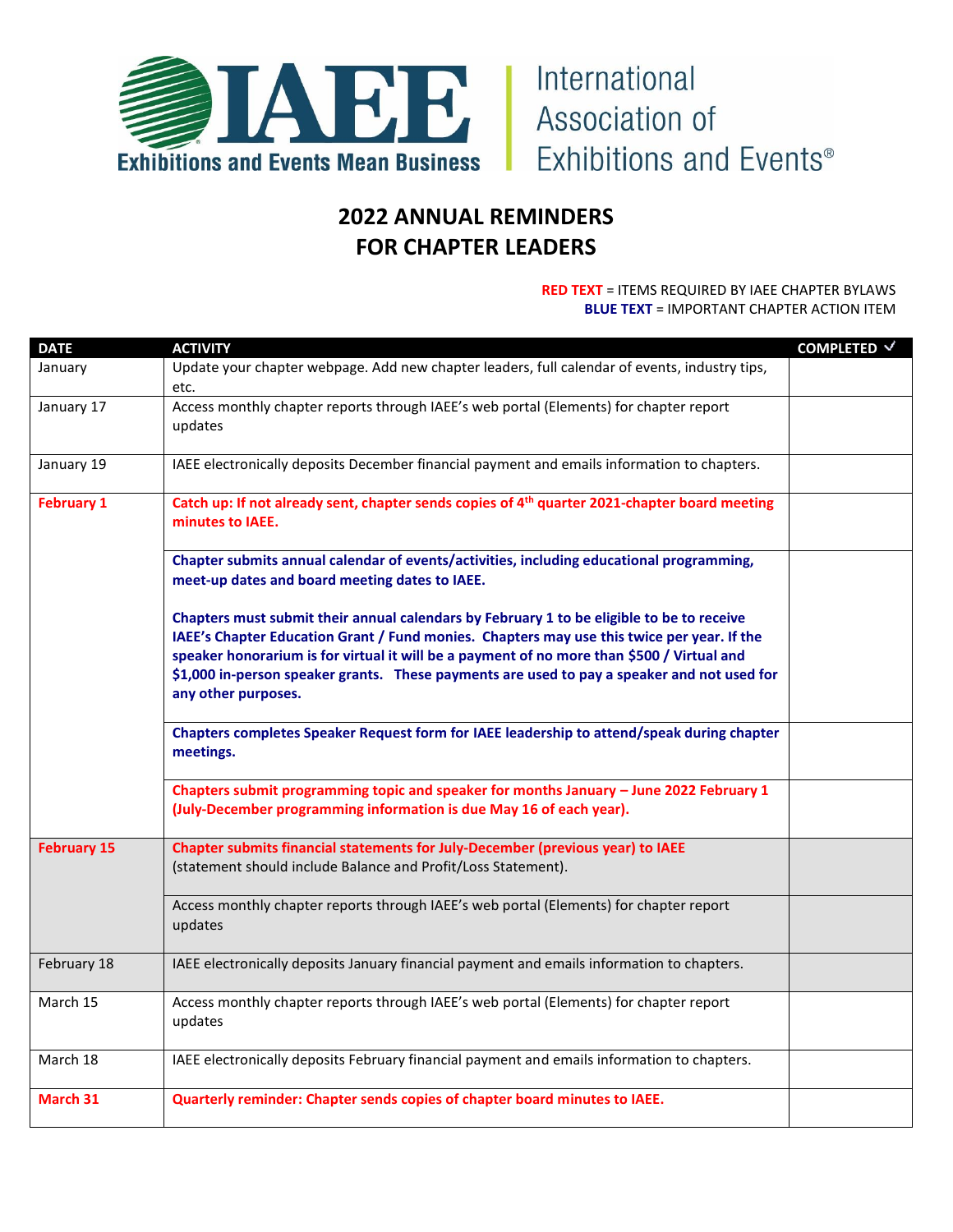IAEE Exhibitions and Events Mean Business | International Association of Exhibitions and Events®

# 2022 ANNUAL REMINDERS FOR CHAPTER LEADERS

**RED TEXT** = ITEMS REQUIRED BY IAEE CHAPTER BYLAWS
**BLUE TEXT** = IMPORTANT CHAPTER ACTION ITEM

| DATE | ACTIVITY | COMPLETED ✓ |
|---|---|---|
| January | Update your chapter webpage. Add new chapter leaders, full calendar of events, industry tips, etc. | |
| January 17 | Access monthly chapter reports through IAEE's web portal (Elements) for chapter report updates | |
| January 19 | IAEE electronically deposits December financial payment and emails information to chapters. | |
| **February 1** | **Catch up: If not already sent, chapter sends copies of 4th quarter 2021-chapter board meeting minutes to IAEE.** | |
| | **Chapter submits annual calendar of events/activities, including educational programming, meet-up dates and board meeting dates to IAEE.** **Chapters must submit their annual calendars by February 1 to be eligible to be to receive IAEE's Chapter Education Grant / Fund monies. Chapters may use this twice per year. If the speaker honorarium is for virtual it will be a payment of no more than $500 / Virtual and $1,000 in-person speaker grants. These payments are used to pay a speaker and not used for any other purposes.** | |
| | **Chapters completes Speaker Request form for IAEE leadership to attend/speak during chapter meetings.** | |
| | **Chapters submit programming topic and speaker for months January – June 2022 February 1 (July-December programming information is due May 16 of each year).** | |
| **February 15** | **Chapter submits financial statements for July-December (previous year) to IAEE** (statement should include Balance and Profit/Loss Statement). | |
| | Access monthly chapter reports through IAEE's web portal (Elements) for chapter report updates | |
| February 18 | IAEE electronically deposits January financial payment and emails information to chapters. | |
| March 15 | Access monthly chapter reports through IAEE's web portal (Elements) for chapter report updates | |
| March 18 | IAEE electronically deposits February financial payment and emails information to chapters. | |
| **March 31** | **Quarterly reminder: Chapter sends copies of chapter board minutes to IAEE.** | |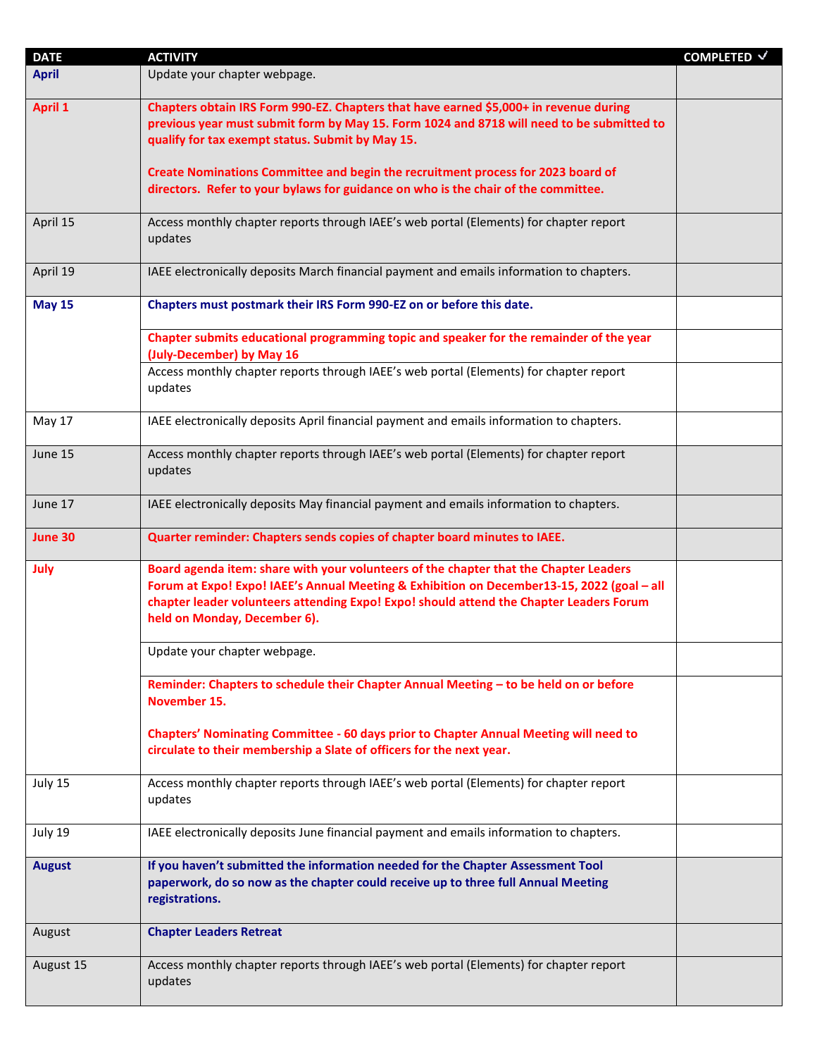| DATE | ACTIVITY | COMPLETED ✓ |
|---|---|---|
| **April** | Update your chapter webpage. | |
| **April 1** | **Chapters obtain IRS Form 990-EZ. Chapters that have earned $5,000+ in revenue during previous year must submit form by May 15. Form 1024 and 8718 will need to be submitted to qualify for tax exempt status. Submit by May 15.**<br><br>**Create Nominations Committee and begin the recruitment process for 2023 board of directors. Refer to your bylaws for guidance on who is the chair of the committee.** | |
| April 15 | Access monthly chapter reports through IAEE's web portal (Elements) for chapter report updates | |
| April 19 | IAEE electronically deposits March financial payment and emails information to chapters. | |
| **May 15** | **Chapters must postmark their IRS Form 990-EZ on or before this date.** | |
| | **Chapter submits educational programming topic and speaker for the remainder of the year (July-December) by May 16** | |
| | Access monthly chapter reports through IAEE's web portal (Elements) for chapter report updates | |
| May 17 | IAEE electronically deposits April financial payment and emails information to chapters. | |
| June 15 | Access monthly chapter reports through IAEE's web portal (Elements) for chapter report updates | |
| June 17 | IAEE electronically deposits May financial payment and emails information to chapters. | |
| **June 30** | **Quarter reminder: Chapters sends copies of chapter board minutes to IAEE.** | |
| **July** | **Board agenda item: share with your volunteers of the chapter that the Chapter Leaders Forum at Expo! Expo! IAEE's Annual Meeting & Exhibition on December13-15, 2022 (goal – all chapter leader volunteers attending Expo! Expo! should attend the Chapter Leaders Forum held on Monday, December 6).** | |
| | Update your chapter webpage. | |
| | **Reminder: Chapters to schedule their Chapter Annual Meeting – to be held on or before November 15.**<br><br>**Chapters' Nominating Committee - 60 days prior to Chapter Annual Meeting will need to circulate to their membership a Slate of officers for the next year.** | |
| July 15 | Access monthly chapter reports through IAEE's web portal (Elements) for chapter report updates | |
| July 19 | IAEE electronically deposits June financial payment and emails information to chapters. | |
| **August** | **If you haven't submitted the information needed for the Chapter Assessment Tool paperwork, do so now as the chapter could receive up to three full Annual Meeting registrations.** | |
| August | **Chapter Leaders Retreat** | |
| August 15 | Access monthly chapter reports through IAEE's web portal (Elements) for chapter report updates | |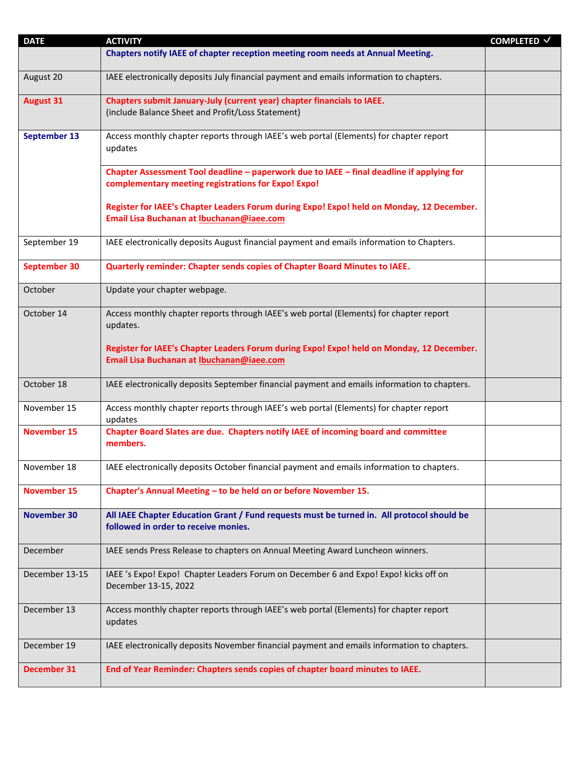| DATE | ACTIVITY | COMPLETED ✓ |
|---|---|---|
| | **Chapters notify IAEE of chapter reception meeting room needs at Annual Meeting.** | |
| August 20 | IAEE electronically deposits July financial payment and emails information to chapters. | |
| **August 31** | **Chapters submit January-July (current year) chapter financials to IAEE.** (include Balance Sheet and Profit/Loss Statement) | |
| **September 13** | Access monthly chapter reports through IAEE's web portal (Elements) for chapter report updates | |
| | **Chapter Assessment Tool deadline – paperwork due to IAEE – final deadline if applying for complementary meeting registrations for Expo! Expo!** **Register for IAEE's Chapter Leaders Forum during Expo! Expo! held on Monday, 12 December. Email Lisa Buchanan at lbuchanan@iaee.com** | |
| September 19 | IAEE electronically deposits August financial payment and emails information to Chapters. | |
| **September 30** | **Quarterly reminder: Chapter sends copies of Chapter Board Minutes to IAEE.** | |
| October | Update your chapter webpage. | |
| October 14 | Access monthly chapter reports through IAEE's web portal (Elements) for chapter report updates. **Register for IAEE's Chapter Leaders Forum during Expo! Expo! held on Monday, 12 December. Email Lisa Buchanan at lbuchanan@iaee.com** | |
| October 18 | IAEE electronically deposits September financial payment and emails information to chapters. | |
| November 15 | Access monthly chapter reports through IAEE's web portal (Elements) for chapter report updates | |
| **November 15** | **Chapter Board Slates are due. Chapters notify IAEE of incoming board and committee members.** | |
| November 18 | IAEE electronically deposits October financial payment and emails information to chapters. | |
| **November 15** | **Chapter's Annual Meeting – to be held on or before November 15.** | |
| **November 30** | **All IAEE Chapter Education Grant / Fund requests must be turned in. All protocol should be followed in order to receive monies.** | |
| December | IAEE sends Press Release to chapters on Annual Meeting Award Luncheon winners. | |
| December 13-15 | IAEE 's Expo! Expo! Chapter Leaders Forum on December 6 and Expo! Expo! kicks off on December 13-15, 2022 | |
| December 13 | Access monthly chapter reports through IAEE's web portal (Elements) for chapter report updates | |
| December 19 | IAEE electronically deposits November financial payment and emails information to chapters. | |
| **December 31** | **End of Year Reminder: Chapters sends copies of chapter board minutes to IAEE.** | |